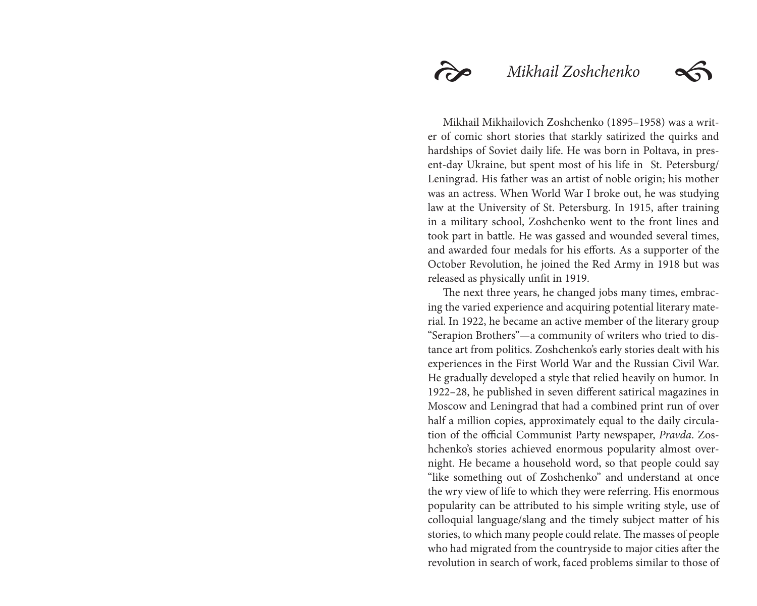# *Mikhail Zoshchenko*

Mikhail Mikhailovich Zoshchenko (1895–1958) was a writer of comic short stories that starkly satirized the quirks and hardships of Soviet daily life. He was born in Poltava, in present-day Ukraine, but spent most of his life in St. Petersburg/Leningrad. His father was an artist of noble origin; his mother was an actress. When World War I broke out, he was studying law at the University of St. Petersburg. In 1915, after training in a military school, Zoshchenko went to the front lines and took part in battle. He was gassed and wounded several times, and awarded four medals for his efforts. As a supporter of the October Revolution, he joined the Red Army in 1918 but was released as physically unfit in 1919.

The next three years, he changed jobs many times, embracing the varied experience and acquiring potential literary material. In 1922, he became an active member of the literary group "Serapion Brothers"—a community of writers who tried to distance art from politics. Zoshchenko's early stories dealt with his experiences in the First World War and the Russian Civil War. He gradually developed a style that relied heavily on humor. In 1922–28, he published in seven different satirical magazines in Moscow and Leningrad that had a combined print run of over half a million copies, approximately equal to the daily circulation of the official Communist Party newspaper, *Pravda*. Zoshchenko's stories achieved enormous popularity almost overnight. He became a household word, so that people could say "like something out of Zoshchenko" and understand at once the wry view of life to which they were referring. His enormous popularity can be attributed to his simple writing style, use of colloquial language/slang and the timely subject matter of his stories, to which many people could relate. The masses of people who had migrated from the countryside to major cities after the revolution in search of work, faced problems similar to those of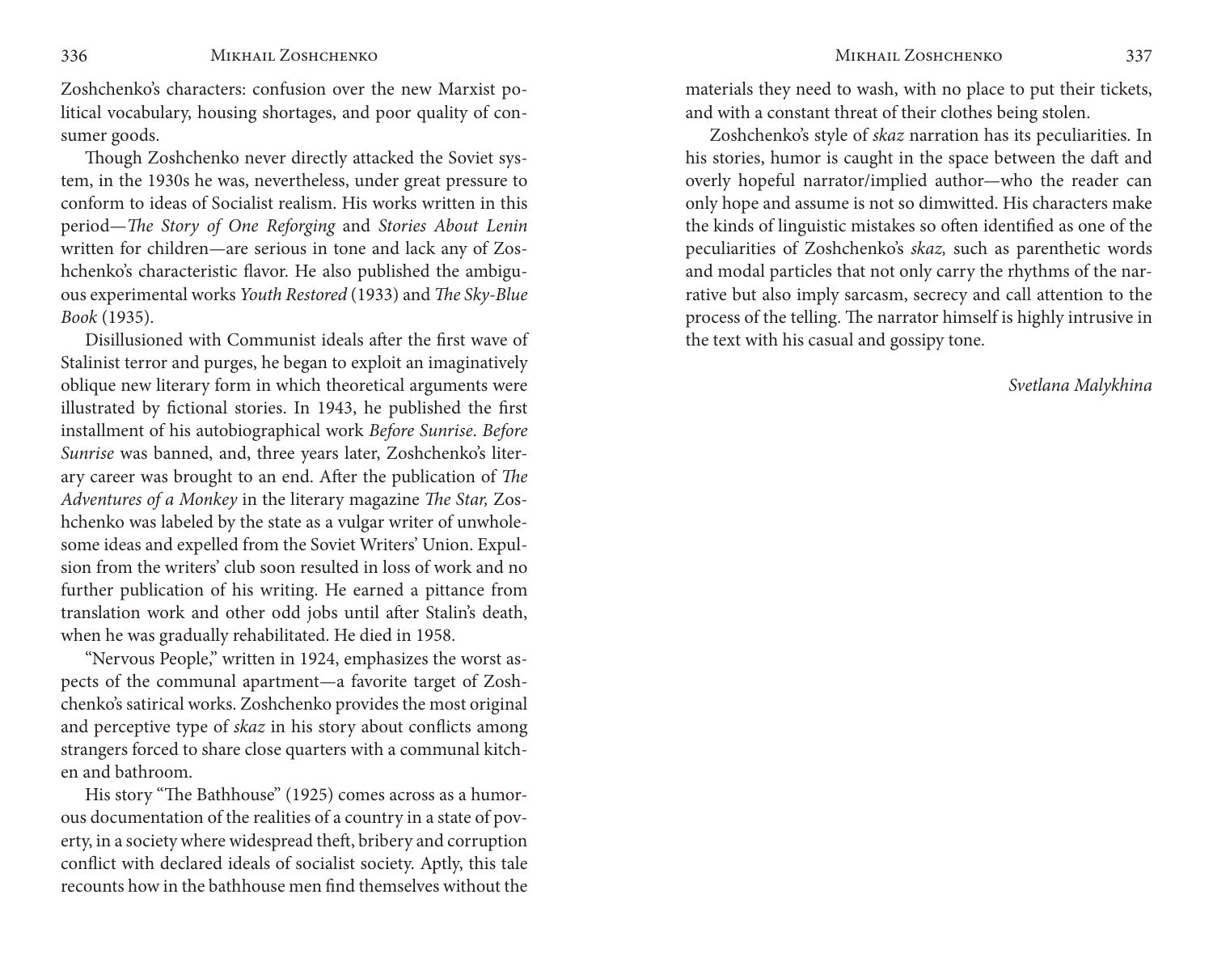Zoshchenko's characters: confusion over the new Marxist political vocabulary, housing shortages, and poor quality of consumer goods.

Though Zoshchenko never directly attacked the Soviet system, in the 1930s he was, nevertheless, under great pressure to conform to ideas of Socialist realism. His works written in this period—*The Story of One Reforging* and *Stories About Lenin* written for children—are serious in tone and lack any of Zoshchenko's characteristic flavor. He also published the ambiguous experimental works *Youth Restored* (1933) and *The Sky-Blue Book* (1935).

Disillusioned with Communist ideals after the first wave of Stalinist terror and purges, he began to exploit an imaginatively oblique new literary form in which theoretical arguments were illustrated by fictional stories. In 1943, he published the first installment of his autobiographical work *Before Sunrise*. *Before Sunrise* was banned, and, three years later, Zoshchenko's literary career was brought to an end. After the publication of *The Adventures of a Monkey* in the literary magazine *The Star,* Zoshchenko was labeled by the state as a vulgar writer of unwholesome ideas and expelled from the Soviet Writers' Union. Expulsion from the writers' club soon resulted in loss of work and no further publication of his writing. He earned a pittance from translation work and other odd jobs until after Stalin's death, when he was gradually rehabilitated. He died in 1958.

"Nervous People," written in 1924, emphasizes the worst aspects of the communal apartment—a favorite target of Zoshchenko's satirical works. Zoshchenko provides the most original and perceptive type of *skaz* in his story about conflicts among strangers forced to share close quarters with a communal kitchen and bathroom.

His story "The Bathhouse" (1925) comes across as a humorous documentation of the realities of a country in a state of poverty, in a society where widespread theft, bribery and corruption conflict with declared ideals of socialist society. Aptly, this tale recounts how in the bathhouse men find themselves without the materials they need to wash, with no place to put their tickets, and with a constant threat of their clothes being stolen.

Zoshchenko's style of *skaz* narration has its peculiarities. In his stories, humor is caught in the space between the daft and overly hopeful narrator/implied author—who the reader can only hope and assume is not so dimwitted. His characters make the kinds of linguistic mistakes so often identified as one of the peculiarities of Zoshchenko's *skaz,* such as parenthetic words and modal particles that not only carry the rhythms of the narrative but also imply sarcasm, secrecy and call attention to the process of the telling. The narrator himself is highly intrusive in the text with his casual and gossipy tone.

*Svetlana Malykhina*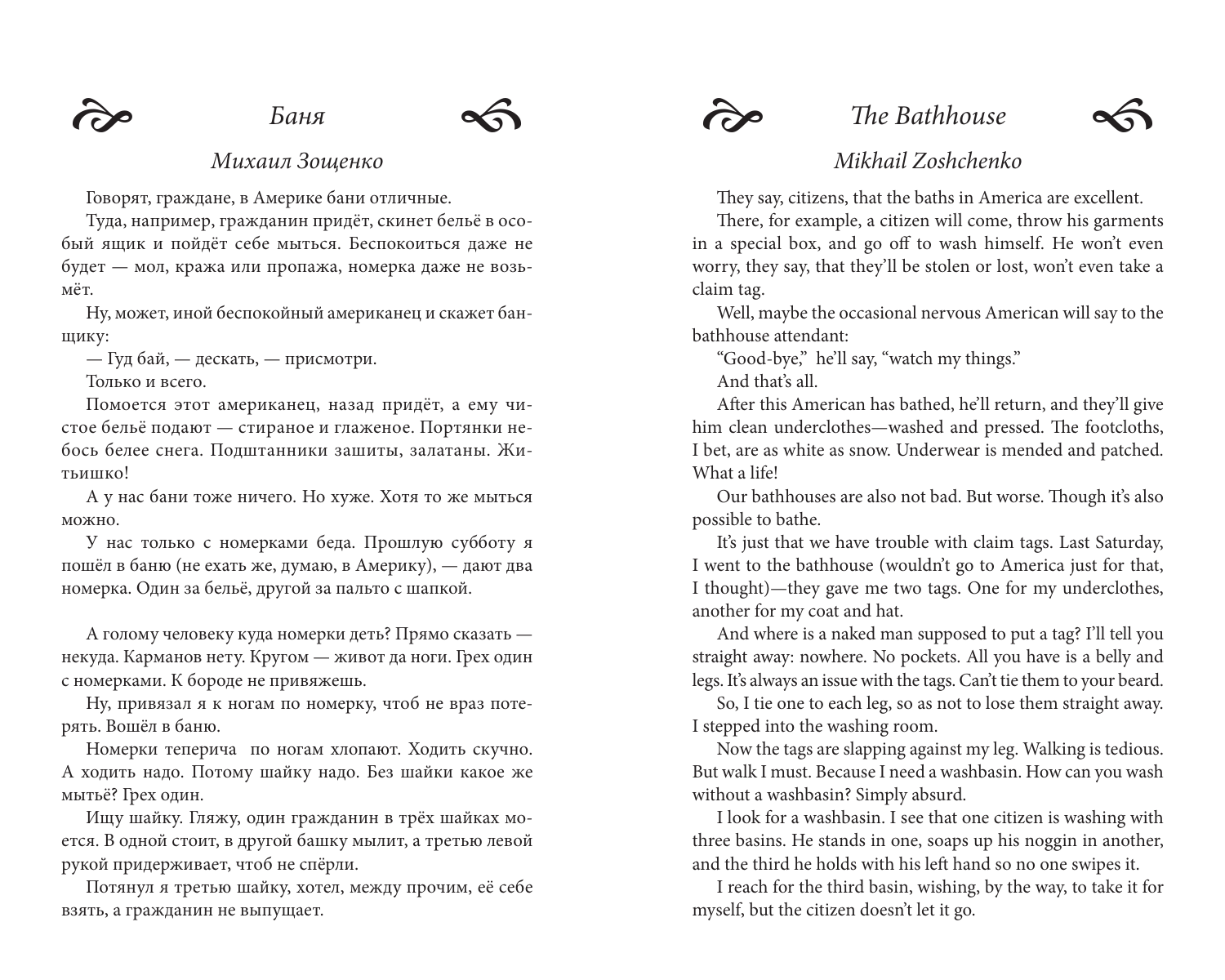## *Баня*

### *Михаил Зощенко*

Говорят, граждане, в Америке бани отличные.

Туда, например, гражданин придёт, скинет бельё в особый ящик и пойдёт себе мыться. Беспокоиться даже не будет — мол, кража или пропажа, номерка даже не возьмёт.

Ну, может, иной беспокойный американец и скажет банщику:

— Гуд бай, — дескать, — присмотри.

Только и всего.

Помоется этот американец, назад придёт, а ему чистое бельё подают — стираное и глаженое. Портянки небось белее снега. Подштанники зашиты, залатаны. Житьишко!

А у нас бани тоже ничего. Но хуже. Хотя то же мыться можно.

У нас только с номерками беда. Прошлую субботу я пошёл в баню (не ехать же, думаю, в Америку), — дают два номерка. Один за бельё, другой за пальто с шапкой.

А голому человеку куда номерки деть? Прямо сказать — некуда. Карманов нету. Кругом — живот да ноги. Грех один с номерками. К бороде не привяжешь.

Ну, привязал я к ногам по номерку, чтоб не враз потерять. Вошёл в баню.

Номерки теперича по ногам хлопают. Ходить скучно. А ходить надо. Потому шайку надо. Без шайки какое же мытьё? Грех один.

Ищу шайку. Гляжу, один гражданин в трёх шайках моется. В одной стоит, в другой башку мылит, а третью левой рукой придерживает, чтоб не спёрли.

Потянул я третью шайку, хотел, между прочим, её себе взять, а гражданин не выпущает.

## *The Bathhouse*

### *Mikhail Zoshchenko*

They say, citizens, that the baths in America are excellent.

There, for example, a citizen will come, throw his garments in a special box, and go off to wash himself. He won't even worry, they say, that they'll be stolen or lost, won't even take a claim tag.

Well, maybe the occasional nervous American will say to the bathhouse attendant:

"Good-bye," he'll say, "watch my things."

And that's all.

After this American has bathed, he'll return, and they'll give him clean underclothes—washed and pressed. The footcloths, I bet, are as white as snow. Underwear is mended and patched. What a life!

Our bathhouses are also not bad. But worse. Though it's also possible to bathe.

It's just that we have trouble with claim tags. Last Saturday, I went to the bathhouse (wouldn't go to America just for that, I thought)—they gave me two tags. One for my underclothes, another for my coat and hat.

And where is a naked man supposed to put a tag? I'll tell you straight away: nowhere. No pockets. All you have is a belly and legs. It's always an issue with the tags. Can't tie them to your beard.

So, I tie one to each leg, so as not to lose them straight away. I stepped into the washing room.

Now the tags are slapping against my leg. Walking is tedious. But walk I must. Because I need a washbasin. How can you wash without a washbasin? Simply absurd.

I look for a washbasin. I see that one citizen is washing with three basins. He stands in one, soaps up his noggin in another, and the third he holds with his left hand so no one swipes it.

I reach for the third basin, wishing, by the way, to take it for myself, but the citizen doesn't let it go.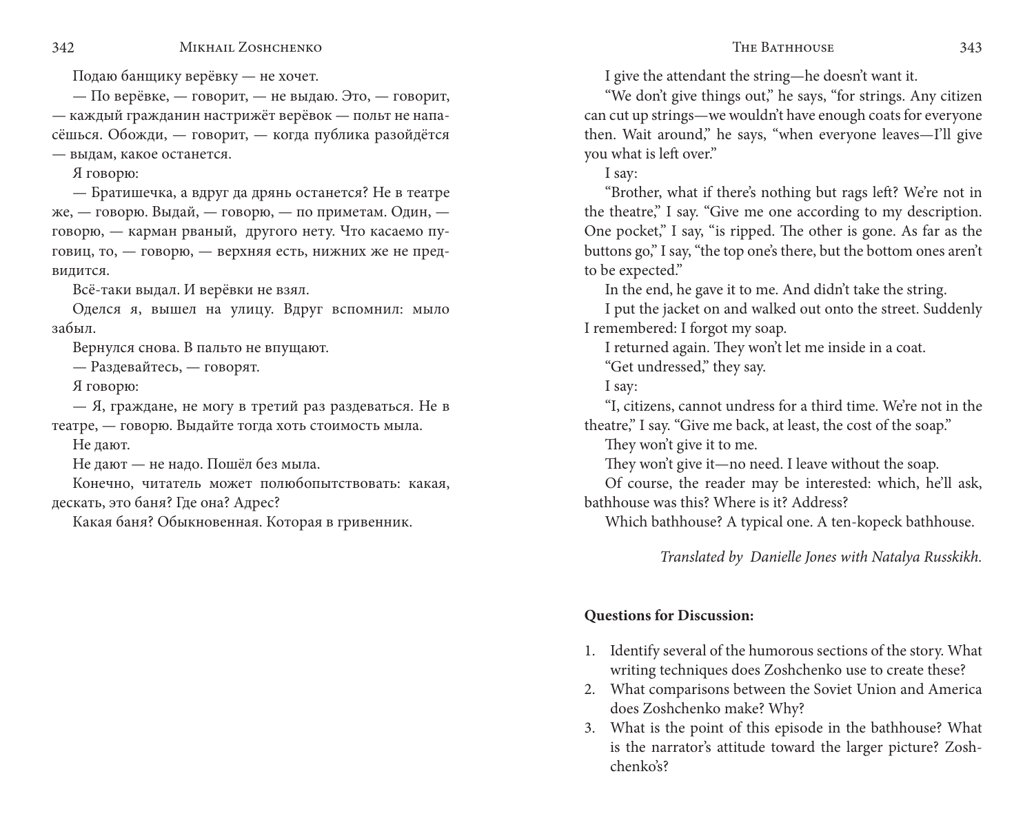Подаю банщику верёвку — не хочет.

— По верёвке, — говорит, — не выдаю. Это, — говорит, — каждый гражданин настрижёт верёвок — польт не напасёшься. Обожди, — говорит, — когда публика разойдётся — выдам, какое останется.

Я говорю:

— Братишечка, а вдруг да дрянь останется? Не в театре же, — говорю. Выдай, — говорю, — по приметам. Один, — говорю, — карман рваный, другого нету. Что касаемо пуговиц, то, — говорю, — верхняя есть, нижних же не предвидится.

Всё-таки выдал. И верёвки не взял.

Оделся я, вышел на улицу. Вдруг вспомнил: мыло забыл.

Вернулся снова. В пальто не впущают.

— Раздевайтесь, — говорят.

Я говорю:

— Я, граждане, не могу в третий раз раздеваться. Не в театре, — говорю. Выдайте тогда хоть стоимость мыла.

Не дают.

Не дают — не надо. Пошёл без мыла.

Конечно, читатель может полюбопытствовать: какая, дескать, это баня? Где она? Адрес?

Какая баня? Обыкновенная. Которая в гривенник.

I give the attendant the string—he doesn't want it.

"We don't give things out," he says, "for strings. Any citizen can cut up strings—we wouldn't have enough coats for everyone then. Wait around," he says, "when everyone leaves—I'll give you what is left over."

I say:

"Brother, what if there's nothing but rags left? We're not in the theatre," I say. "Give me one according to my description. One pocket," I say, "is ripped. The other is gone. As far as the buttons go," I say, "the top one's there, but the bottom ones aren't to be expected."

In the end, he gave it to me. And didn't take the string.

I put the jacket on and walked out onto the street. Suddenly I remembered: I forgot my soap.

I returned again. They won't let me inside in a coat.

"Get undressed," they say.

I say:

"I, citizens, cannot undress for a third time. We're not in the theatre," I say. "Give me back, at least, the cost of the soap."

They won't give it to me.

They won't give it—no need. I leave without the soap.

Of course, the reader may be interested: which, he'll ask, bathhouse was this? Where is it? Address?

Which bathhouse? A typical one. A ten-kopeck bathhouse.

*Translated by Danielle Jones with Natalya Russkikh.*

**Questions for Discussion:**

1. Identify several of the humorous sections of the story. What writing techniques does Zoshchenko use to create these?
2. What comparisons between the Soviet Union and America does Zoshchenko make? Why?
3. What is the point of this episode in the bathhouse? What is the narrator's attitude toward the larger picture? Zoshchenko's?